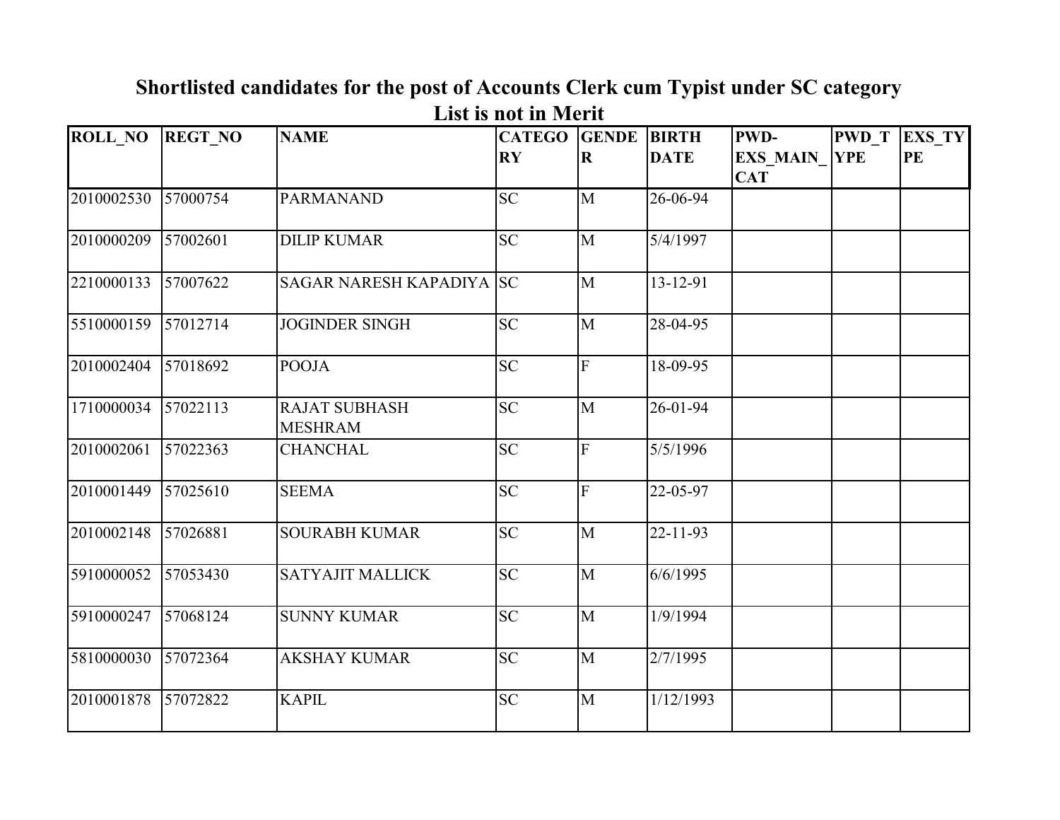# Shortlisted candidates for the post of Accounts Clerk cum Typist under SC category

## List is not in Merit

| ROLL_NO | REGT_NO | NAME | CATEGORY | GENDER | BIRTH DATE | PWD-EXS_MAIN_CAT | PWD_TYPE | EXS_TYPE |
|---|---|---|---|---|---|---|---|---|
| 2010002530 | 57000754 | PARMANAND | SC | M | 26-06-94 | | | |
| 2010000209 | 57002601 | DILIP KUMAR | SC | M | 5/4/1997 | | | |
| 2210000133 | 57007622 | SAGAR NARESH KAPADIYA | SC | M | 13-12-91 | | | |
| 5510000159 | 57012714 | JOGINDER SINGH | SC | M | 28-04-95 | | | |
| 2010002404 | 57018692 | POOJA | SC | F | 18-09-95 | | | |
| 1710000034 | 57022113 | RAJAT SUBHASH MESHRAM | SC | M | 26-01-94 | | | |
| 2010002061 | 57022363 | CHANCHAL | SC | F | 5/5/1996 | | | |
| 2010001449 | 57025610 | SEEMA | SC | F | 22-05-97 | | | |
| 2010002148 | 57026881 | SOURABH KUMAR | SC | M | 22-11-93 | | | |
| 5910000052 | 57053430 | SATYAJIT MALLICK | SC | M | 6/6/1995 | | | |
| 5910000247 | 57068124 | SUNNY KUMAR | SC | M | 1/9/1994 | | | |
| 5810000030 | 57072364 | AKSHAY KUMAR | SC | M | 2/7/1995 | | | |
| 2010001878 | 57072822 | KAPIL | SC | M | 1/12/1993 | | | |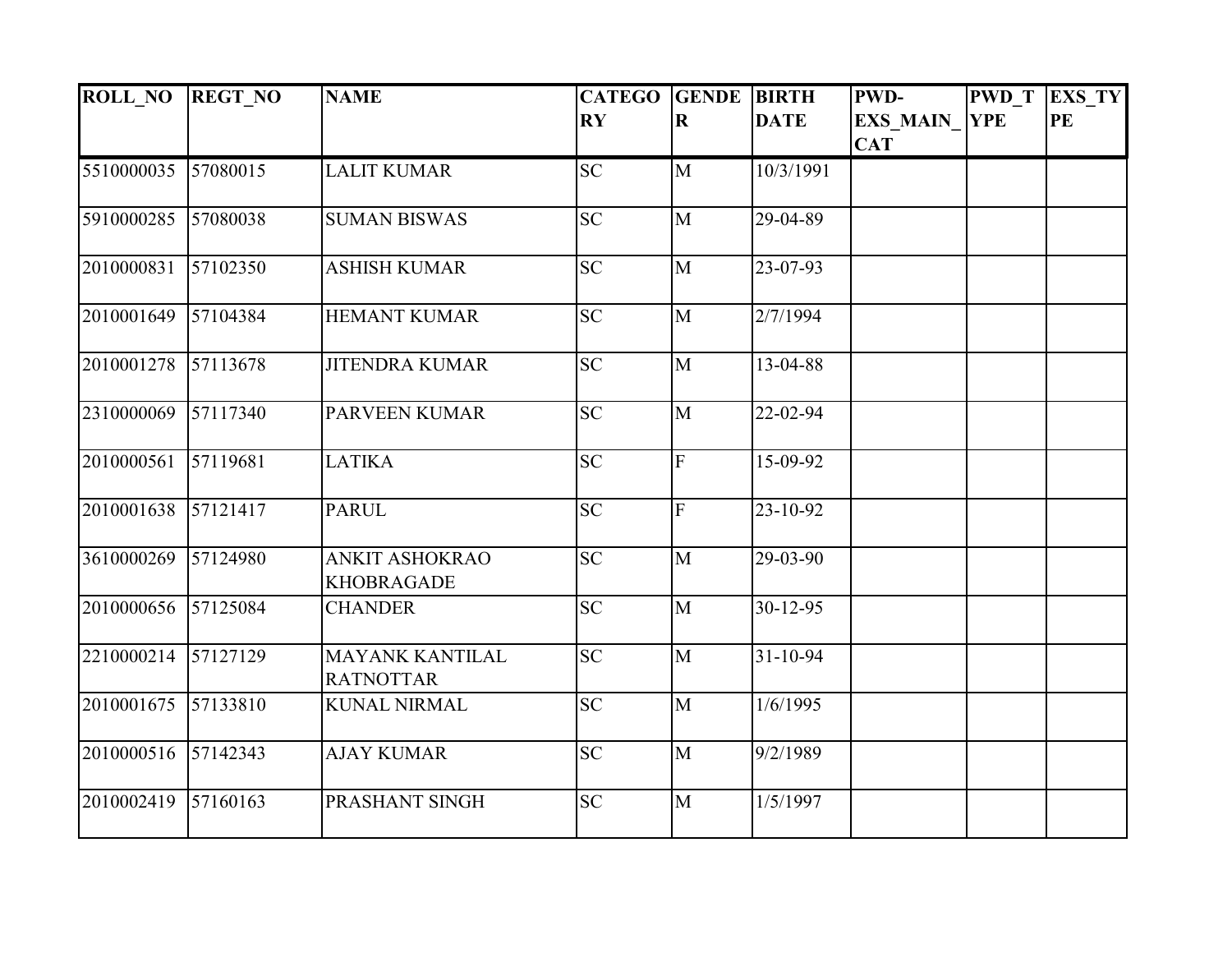| ROLL_NO | REGT_NO | NAME | CATEGORY | GENDER | BIRTH DATE | PWD-EXS_MAIN_CAT | PWD_TYPE | EXS_TYPE |
|---|---|---|---|---|---|---|---|---|
| 5510000035 | 57080015 | LALIT KUMAR | SC | M | 10/3/1991 | | | |
| 5910000285 | 57080038 | SUMAN BISWAS | SC | M | 29-04-89 | | | |
| 2010000831 | 57102350 | ASHISH KUMAR | SC | M | 23-07-93 | | | |
| 2010001649 | 57104384 | HEMANT KUMAR | SC | M | 2/7/1994 | | | |
| 2010001278 | 57113678 | JITENDRA KUMAR | SC | M | 13-04-88 | | | |
| 2310000069 | 57117340 | PARVEEN KUMAR | SC | M | 22-02-94 | | | |
| 2010000561 | 57119681 | LATIKA | SC | F | 15-09-92 | | | |
| 2010001638 | 57121417 | PARUL | SC | F | 23-10-92 | | | |
| 3610000269 | 57124980 | ANKIT ASHOKRAO KHOBRAGADE | SC | M | 29-03-90 | | | |
| 2010000656 | 57125084 | CHANDER | SC | M | 30-12-95 | | | |
| 2210000214 | 57127129 | MAYANK KANTILAL RATNOTTAR | SC | M | 31-10-94 | | | |
| 2010001675 | 57133810 | KUNAL NIRMAL | SC | M | 1/6/1995 | | | |
| 2010000516 | 57142343 | AJAY KUMAR | SC | M | 9/2/1989 | | | |
| 2010002419 | 57160163 | PRASHANT SINGH | SC | M | 1/5/1997 | | | |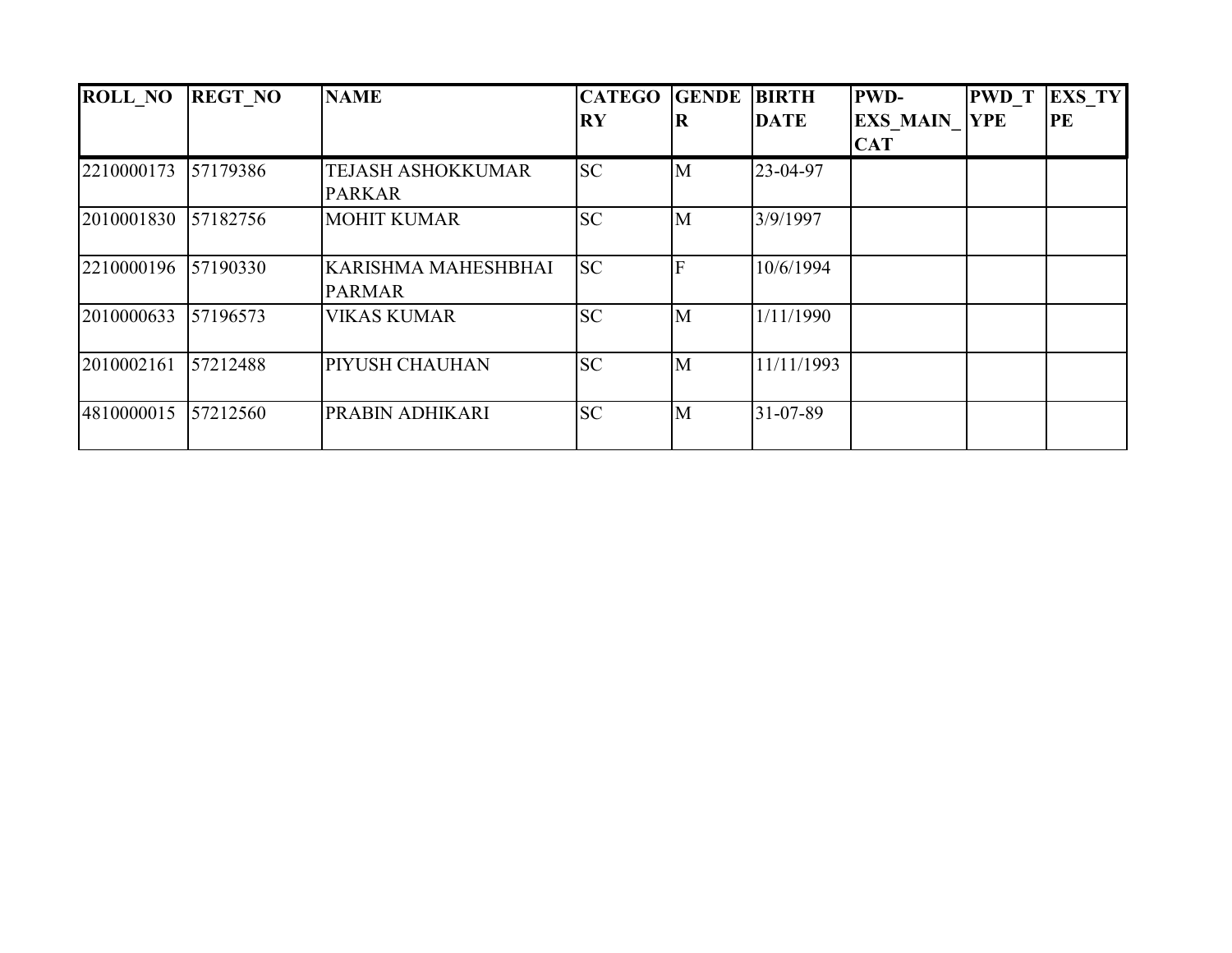| ROLL_NO | REGT_NO | NAME | CATEGORY | GENDER | BIRTH DATE | PWD-EXS_MAIN_CAT | PWD_TYPE | EXS_TYPE |
|---|---|---|---|---|---|---|---|---|
| 2210000173 | 57179386 | TEJASH ASHOKKUMAR PARKAR | SC | M | 23-04-97 | | | |
| 2010001830 | 57182756 | MOHIT KUMAR | SC | M | 3/9/1997 | | | |
| 2210000196 | 57190330 | KARISHMA MAHESHBHAI PARMAR | SC | F | 10/6/1994 | | | |
| 2010000633 | 57196573 | VIKAS KUMAR | SC | M | 1/11/1990 | | | |
| 2010002161 | 57212488 | PIYUSH CHAUHAN | SC | M | 11/11/1993 | | | |
| 4810000015 | 57212560 | PRABIN ADHIKARI | SC | M | 31-07-89 | | | |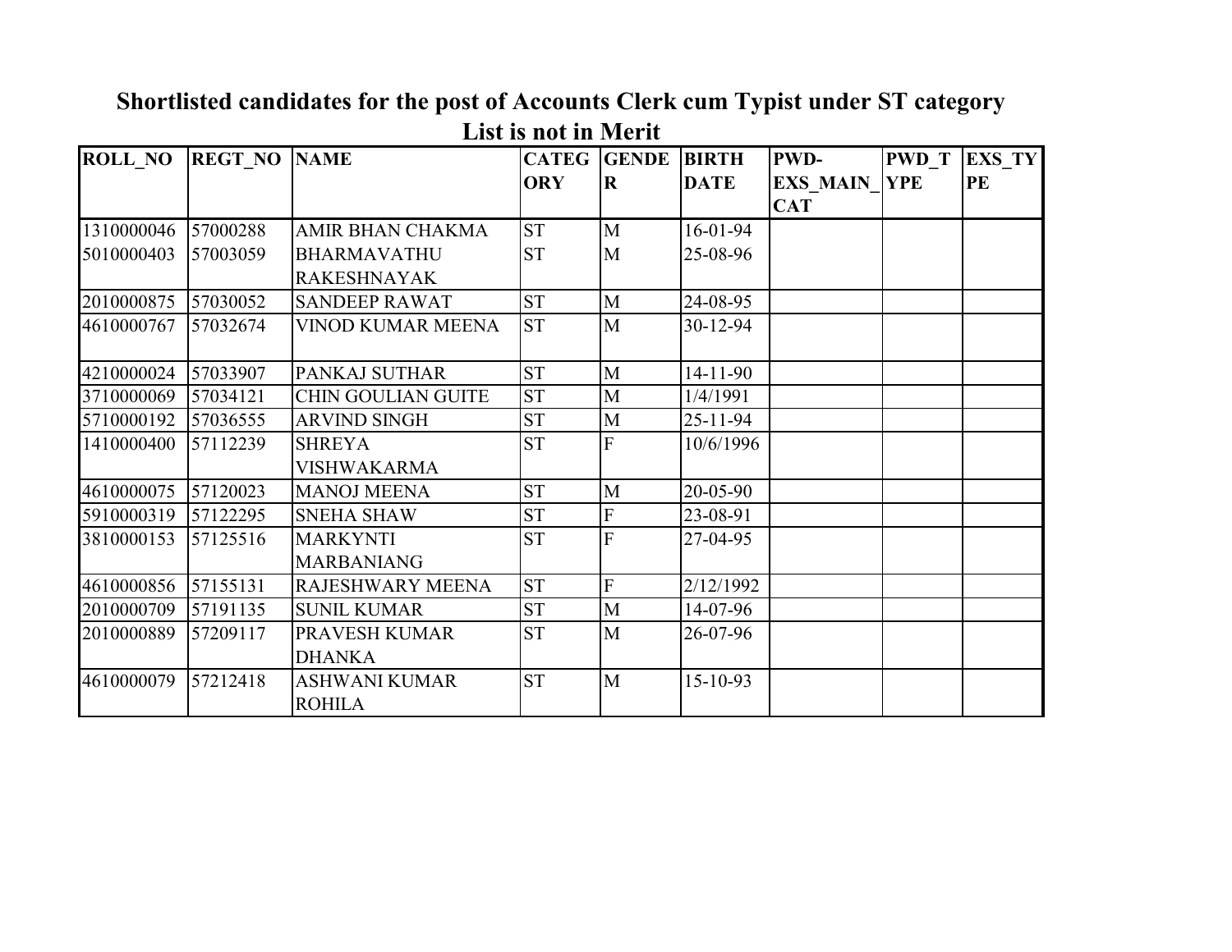## Shortlisted candidates for the post of Accounts Clerk cum Typist under ST category

### List is not in Merit

| ROLL_NO | REGT_NO | NAME | CATEGORY | GENDER | BIRTH DATE | PWD-EXS_MAIN_CAT | PWD_TYPE | EXS_TYPE |
|---|---|---|---|---|---|---|---|---|
| 1310000046 | 57000288 | AMIR BHAN CHAKMA | ST | M | 16-01-94 | | | |
| 5010000403 | 57003059 | BHARMAVATHU RAKESHNAYAK | ST | M | 25-08-96 | | | |
| 2010000875 | 57030052 | SANDEEP RAWAT | ST | M | 24-08-95 | | | |
| 4610000767 | 57032674 | VINOD KUMAR MEENA | ST | M | 30-12-94 | | | |
| 4210000024 | 57033907 | PANKAJ SUTHAR | ST | M | 14-11-90 | | | |
| 3710000069 | 57034121 | CHIN GOULIAN GUITE | ST | M | 1/4/1991 | | | |
| 5710000192 | 57036555 | ARVIND SINGH | ST | M | 25-11-94 | | | |
| 1410000400 | 57112239 | SHREYA VISHWAKARMA | ST | F | 10/6/1996 | | | |
| 4610000075 | 57120023 | MANOJ MEENA | ST | M | 20-05-90 | | | |
| 5910000319 | 57122295 | SNEHA SHAW | ST | F | 23-08-91 | | | |
| 3810000153 | 57125516 | MARKYNTI MARBANIANG | ST | F | 27-04-95 | | | |
| 4610000856 | 57155131 | RAJESHWARY MEENA | ST | F | 2/12/1992 | | | |
| 2010000709 | 57191135 | SUNIL KUMAR | ST | M | 14-07-96 | | | |
| 2010000889 | 57209117 | PRAVESH KUMAR DHANKA | ST | M | 26-07-96 | | | |
| 4610000079 | 57212418 | ASHWANI KUMAR ROHILA | ST | M | 15-10-93 | | | |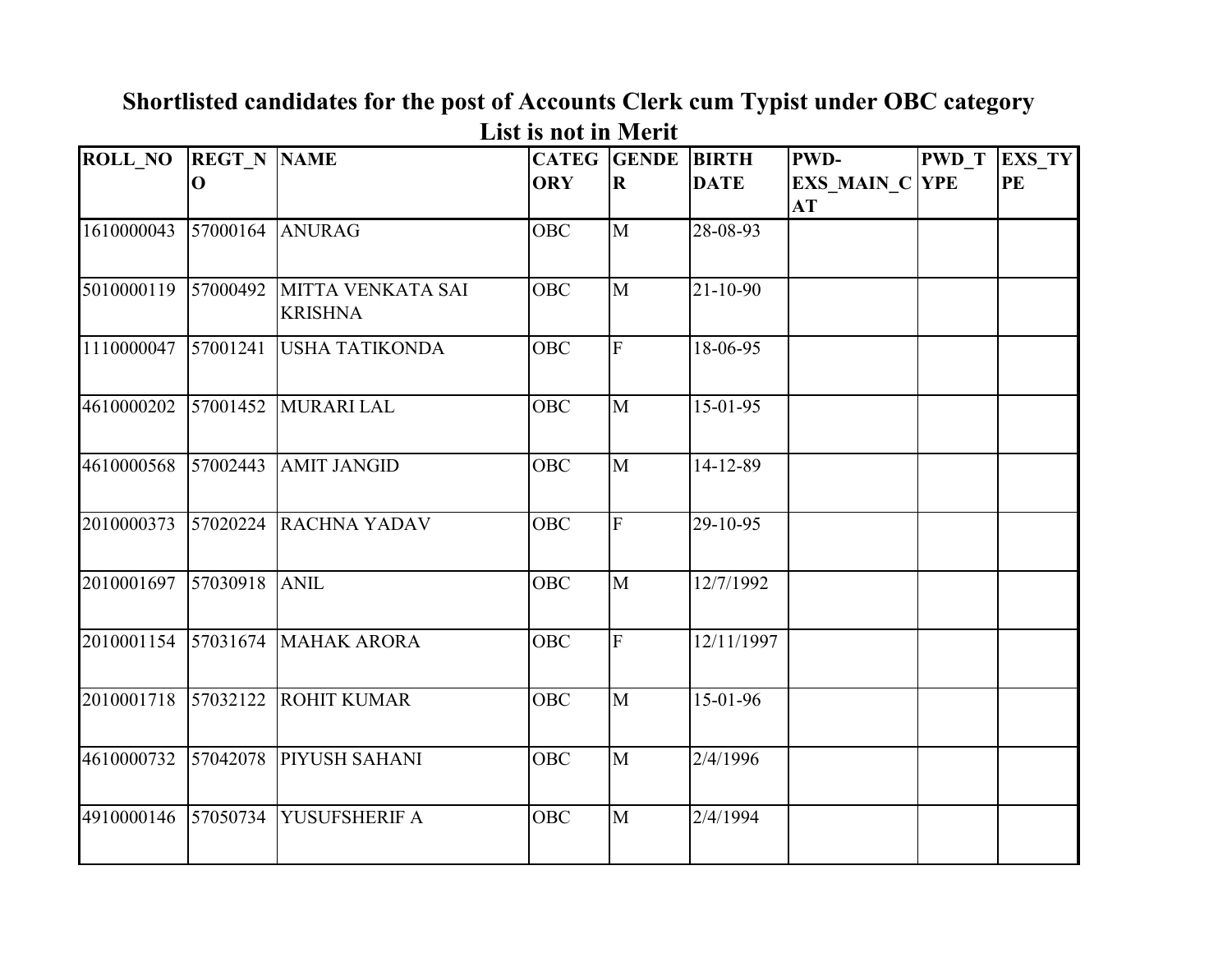## Shortlisted candidates for the post of Accounts Clerk cum Typist under OBC category

**List is not in Merit**

| ROLL_NO | REGT_NO | NAME | CATEGORY | GENDER | BIRTH DATE | PWD-EXS_MAIN_CAT | PWD_TYPE | EXS_TYPE |
|---|---|---|---|---|---|---|---|---|
| 1610000043 | 57000164 | ANURAG | OBC | M | 28-08-93 | | | |
| 5010000119 | 57000492 | MITTA VENKATA SAI KRISHNA | OBC | M | 21-10-90 | | | |
| 1110000047 | 57001241 | USHA TATIKONDA | OBC | F | 18-06-95 | | | |
| 4610000202 | 57001452 | MURARI LAL | OBC | M | 15-01-95 | | | |
| 4610000568 | 57002443 | AMIT JANGID | OBC | M | 14-12-89 | | | |
| 2010000373 | 57020224 | RACHNA YADAV | OBC | F | 29-10-95 | | | |
| 2010001697 | 57030918 | ANIL | OBC | M | 12/7/1992 | | | |
| 2010001154 | 57031674 | MAHAK ARORA | OBC | F | 12/11/1997 | | | |
| 2010001718 | 57032122 | ROHIT KUMAR | OBC | M | 15-01-96 | | | |
| 4610000732 | 57042078 | PIYUSH SAHANI | OBC | M | 2/4/1996 | | | |
| 4910000146 | 57050734 | YUSUFSHERIF A | OBC | M | 2/4/1994 | | | |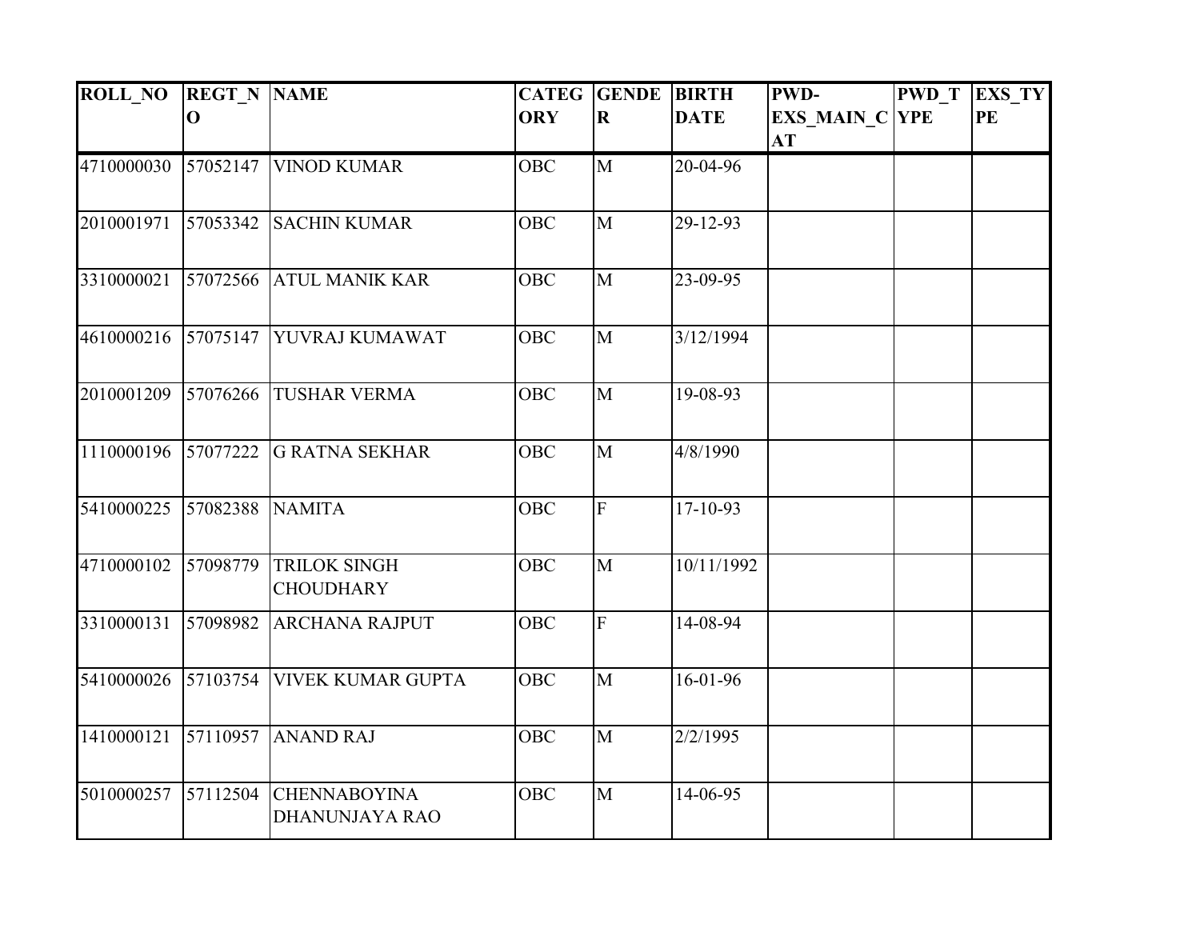| ROLL_NO | REGT_NO | NAME | CATEGORY | GENDER | BIRTH DATE | PWD-EXS_MAIN_CAT | PWD_TYPE | EXS_TYPE |
|---|---|---|---|---|---|---|---|---|
| 4710000030 | 57052147 | VINOD KUMAR | OBC | M | 20-04-96 | | | |
| 2010001971 | 57053342 | SACHIN KUMAR | OBC | M | 29-12-93 | | | |
| 3310000021 | 57072566 | ATUL MANIK KAR | OBC | M | 23-09-95 | | | |
| 4610000216 | 57075147 | YUVRAJ KUMAWAT | OBC | M | 3/12/1994 | | | |
| 2010001209 | 57076266 | TUSHAR VERMA | OBC | M | 19-08-93 | | | |
| 1110000196 | 57077222 | G RATNA SEKHAR | OBC | M | 4/8/1990 | | | |
| 5410000225 | 57082388 | NAMITA | OBC | F | 17-10-93 | | | |
| 4710000102 | 57098779 | TRILOK SINGH CHOUDHARY | OBC | M | 10/11/1992 | | | |
| 3310000131 | 57098982 | ARCHANA RAJPUT | OBC | F | 14-08-94 | | | |
| 5410000026 | 57103754 | VIVEK KUMAR GUPTA | OBC | M | 16-01-96 | | | |
| 1410000121 | 57110957 | ANAND RAJ | OBC | M | 2/2/1995 | | | |
| 5010000257 | 57112504 | CHENNABOYINA DHANUNJAYA RAO | OBC | M | 14-06-95 | | | |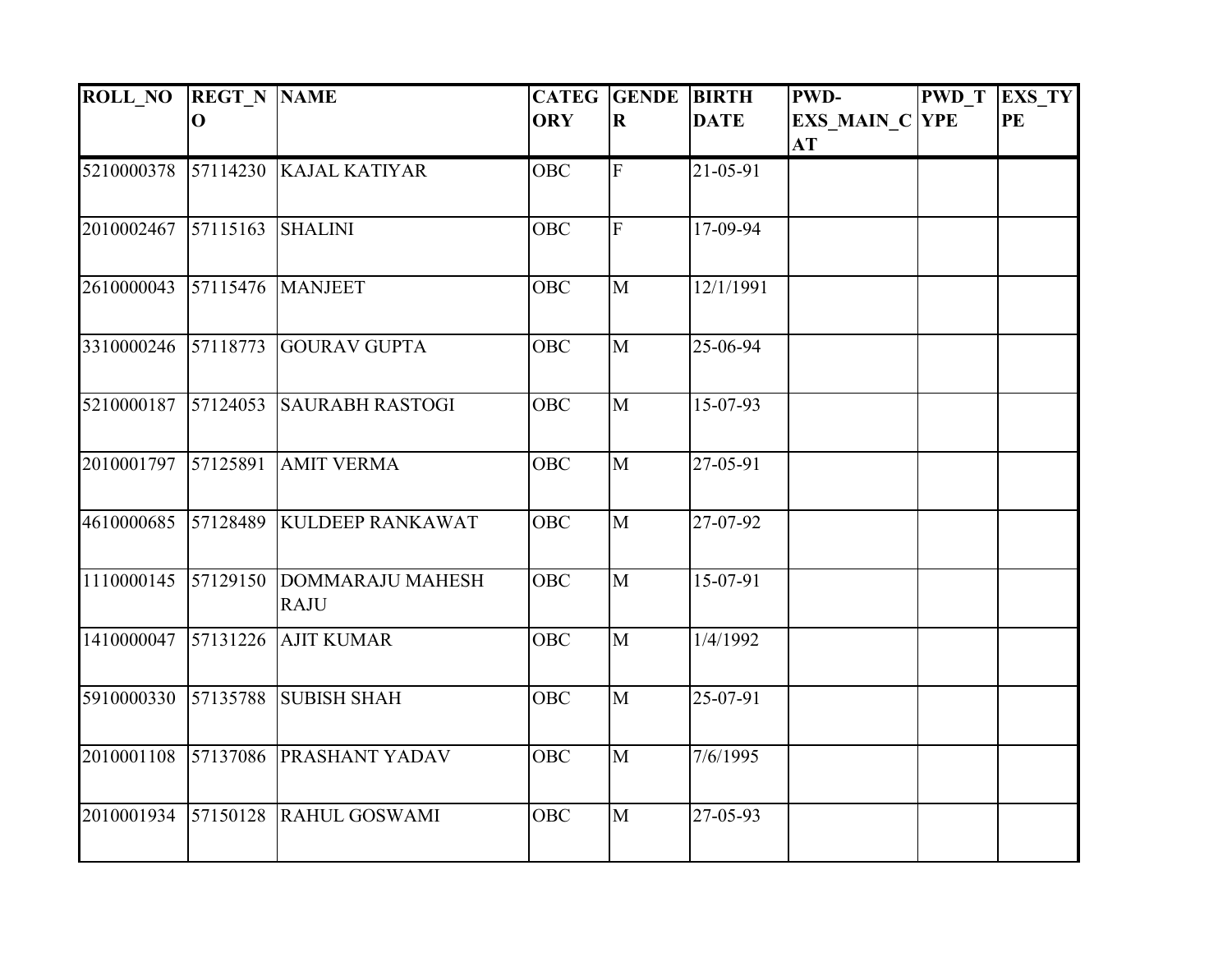| ROLL_NO | REGT_NO | NAME | CATEGORY | GENDER | BIRTH DATE | PWD-EXS_MAIN_CAT | PWD_TYPE | EXS_TYPE |
|---|---|---|---|---|---|---|---|---|
| 5210000378 | 57114230 | KAJAL KATIYAR | OBC | F | 21-05-91 | | | |
| 2010002467 | 57115163 | SHALINI | OBC | F | 17-09-94 | | | |
| 2610000043 | 57115476 | MANJEET | OBC | M | 12/1/1991 | | | |
| 3310000246 | 57118773 | GOURAV GUPTA | OBC | M | 25-06-94 | | | |
| 5210000187 | 57124053 | SAURABH RASTOGI | OBC | M | 15-07-93 | | | |
| 2010001797 | 57125891 | AMIT VERMA | OBC | M | 27-05-91 | | | |
| 4610000685 | 57128489 | KULDEEP RANKAWAT | OBC | M | 27-07-92 | | | |
| 1110000145 | 57129150 | DOMMARAJU MAHESH RAJU | OBC | M | 15-07-91 | | | |
| 1410000047 | 57131226 | AJIT KUMAR | OBC | M | 1/4/1992 | | | |
| 5910000330 | 57135788 | SUBISH SHAH | OBC | M | 25-07-91 | | | |
| 2010001108 | 57137086 | PRASHANT YADAV | OBC | M | 7/6/1995 | | | |
| 2010001934 | 57150128 | RAHUL GOSWAMI | OBC | M | 27-05-93 | | | |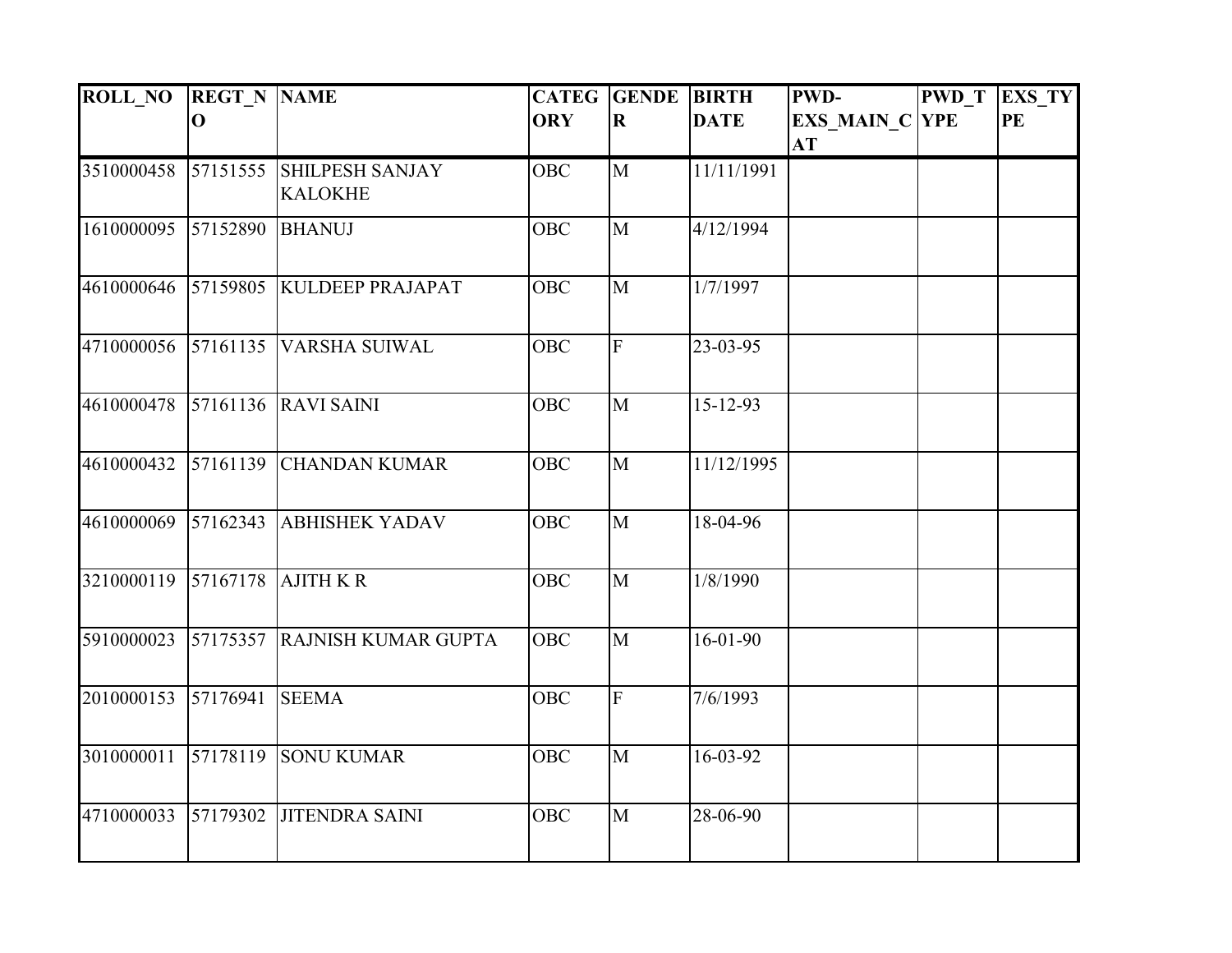| ROLL_NO | REGT_NO | NAME | CATEGORY | GENDER | BIRTH DATE | PWD-EXS_MAIN_CAT | PWD_TYPE | EXS_TYPE |
|---|---|---|---|---|---|---|---|---|
| 3510000458 | 57151555 | SHILPESH SANJAY KALOKHE | OBC | M | 11/11/1991 | | | |
| 1610000095 | 57152890 | BHANUJ | OBC | M | 4/12/1994 | | | |
| 4610000646 | 57159805 | KULDEEP PRAJAPAT | OBC | M | 1/7/1997 | | | |
| 4710000056 | 57161135 | VARSHA SUIWAL | OBC | F | 23-03-95 | | | |
| 4610000478 | 57161136 | RAVI SAINI | OBC | M | 15-12-93 | | | |
| 4610000432 | 57161139 | CHANDAN KUMAR | OBC | M | 11/12/1995 | | | |
| 4610000069 | 57162343 | ABHISHEK YADAV | OBC | M | 18-04-96 | | | |
| 3210000119 | 57167178 | AJITH K R | OBC | M | 1/8/1990 | | | |
| 5910000023 | 57175357 | RAJNISH KUMAR GUPTA | OBC | M | 16-01-90 | | | |
| 2010000153 | 57176941 | SEEMA | OBC | F | 7/6/1993 | | | |
| 3010000011 | 57178119 | SONU KUMAR | OBC | M | 16-03-92 | | | |
| 4710000033 | 57179302 | JITENDRA SAINI | OBC | M | 28-06-90 | | | |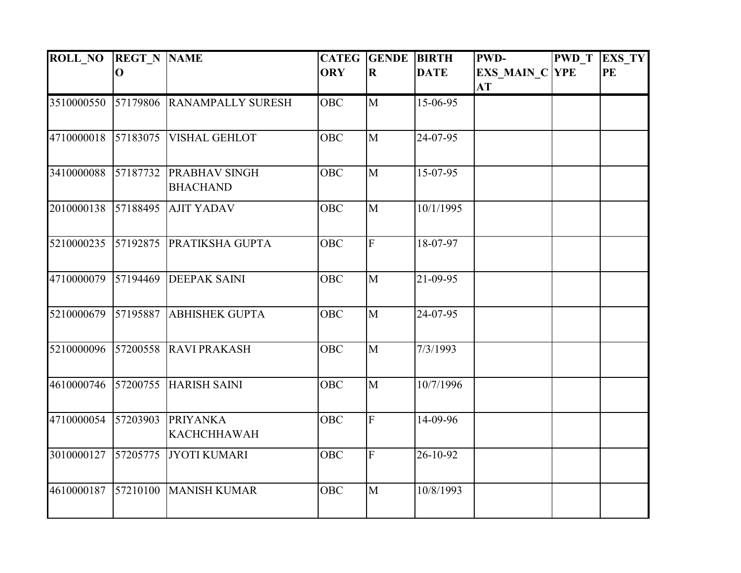| ROLL_NO | REGT_NO | NAME | CATEGORY | GENDER | BIRTH DATE | PWD-EXS_MAIN_CAT | PWD_TYPE | EXS_TYPE |
|---|---|---|---|---|---|---|---|---|
| 3510000550 | 57179806 | RANAMPALLY SURESH | OBC | M | 15-06-95 | | | |
| 4710000018 | 57183075 | VISHAL GEHLOT | OBC | M | 24-07-95 | | | |
| 3410000088 | 57187732 | PRABHAV SINGH BHACHAND | OBC | M | 15-07-95 | | | |
| 2010000138 | 57188495 | AJIT YADAV | OBC | M | 10/1/1995 | | | |
| 5210000235 | 57192875 | PRATIKSHA GUPTA | OBC | F | 18-07-97 | | | |
| 4710000079 | 57194469 | DEEPAK SAINI | OBC | M | 21-09-95 | | | |
| 5210000679 | 57195887 | ABHISHEK GUPTA | OBC | M | 24-07-95 | | | |
| 5210000096 | 57200558 | RAVI PRAKASH | OBC | M | 7/3/1993 | | | |
| 4610000746 | 57200755 | HARISH SAINI | OBC | M | 10/7/1996 | | | |
| 4710000054 | 57203903 | PRIYANKA KACHCHHAWAH | OBC | F | 14-09-96 | | | |
| 3010000127 | 57205775 | JYOTI KUMARI | OBC | F | 26-10-92 | | | |
| 4610000187 | 57210100 | MANISH KUMAR | OBC | M | 10/8/1993 | | | |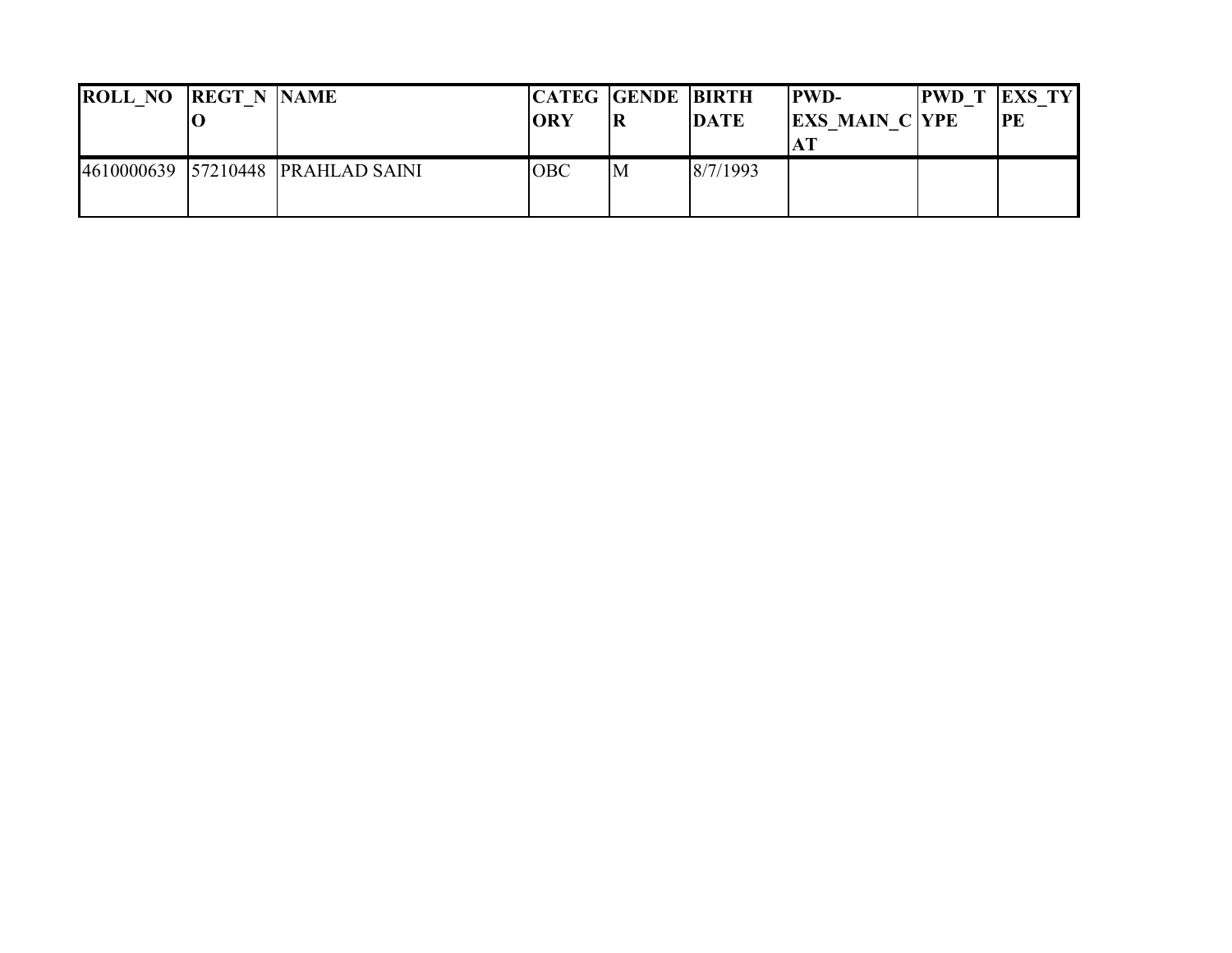| ROLL_NO | REGT_NO | NAME | CATEGORY | GENDER | BIRTH DATE | PWD-EXS_MAIN_CAT | PWD_TYPE | EXS_TYPE |
|---|---|---|---|---|---|---|---|---|
| 4610000639 | 57210448 | PRAHLAD SAINI | OBC | M | 8/7/1993 | | | |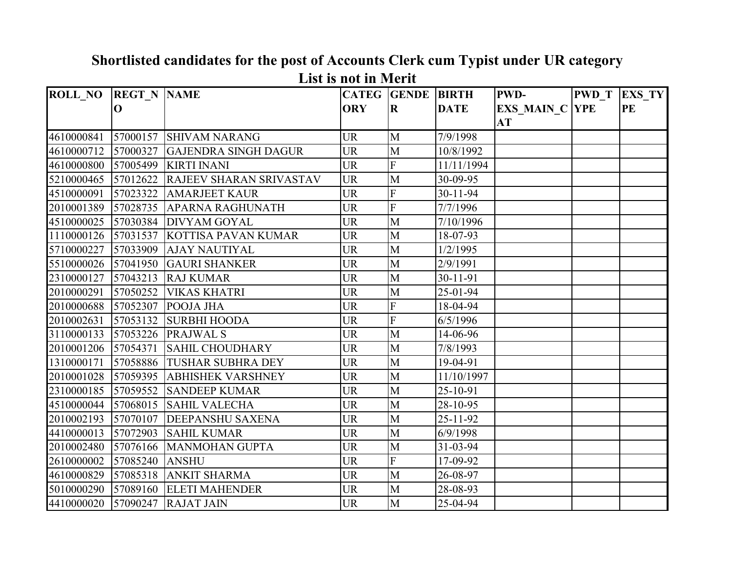## Shortlisted candidates for the post of Accounts Clerk cum Typist under UR category

## List is not in Merit

| ROLL_NO | REGT_NO | NAME | CATEGORY | GENDER | BIRTH DATE | PWD-EXS_MAIN_CAT | PWD_TYPE | EXS_TYPE |
|---|---|---|---|---|---|---|---|---|
| 4610000841 | 57000157 | SHIVAM NARANG | UR | M | 7/9/1998 | | | |
| 4610000712 | 57000327 | GAJENDRA SINGH DAGUR | UR | M | 10/8/1992 | | | |
| 4610000800 | 57005499 | KIRTI INANI | UR | F | 11/11/1994 | | | |
| 5210000465 | 57012622 | RAJEEV SHARAN SRIVASTAV | UR | M | 30-09-95 | | | |
| 4510000091 | 57023322 | AMARJEET KAUR | UR | F | 30-11-94 | | | |
| 2010001389 | 57028735 | APARNA RAGHUNATH | UR | F | 7/7/1996 | | | |
| 4510000025 | 57030384 | DIVYAM GOYAL | UR | M | 7/10/1996 | | | |
| 1110000126 | 57031537 | KOTTISA PAVAN KUMAR | UR | M | 18-07-93 | | | |
| 5710000227 | 57033909 | AJAY NAUTIYAL | UR | M | 1/2/1995 | | | |
| 5510000026 | 57041950 | GAURI SHANKER | UR | M | 2/9/1991 | | | |
| 2310000127 | 57043213 | RAJ KUMAR | UR | M | 30-11-91 | | | |
| 2010000291 | 57050252 | VIKAS KHATRI | UR | M | 25-01-94 | | | |
| 2010000688 | 57052307 | POOJA JHA | UR | F | 18-04-94 | | | |
| 2010002631 | 57053132 | SURBHI HOODA | UR | F | 6/5/1996 | | | |
| 3110000133 | 57053226 | PRAJWAL S | UR | M | 14-06-96 | | | |
| 2010001206 | 57054371 | SAHIL CHOUDHARY | UR | M | 7/8/1993 | | | |
| 1310000171 | 57058886 | TUSHAR SUBHRA DEY | UR | M | 19-04-91 | | | |
| 2010001028 | 57059395 | ABHISHEK VARSHNEY | UR | M | 11/10/1997 | | | |
| 2310000185 | 57059552 | SANDEEP KUMAR | UR | M | 25-10-91 | | | |
| 4510000044 | 57068015 | SAHIL VALECHA | UR | M | 28-10-95 | | | |
| 2010002193 | 57070107 | DEEPANSHU SAXENA | UR | M | 25-11-92 | | | |
| 4410000013 | 57072903 | SAHIL KUMAR | UR | M | 6/9/1998 | | | |
| 2010002480 | 57076166 | MANMOHAN GUPTA | UR | M | 31-03-94 | | | |
| 2610000002 | 57085240 | ANSHU | UR | F | 17-09-92 | | | |
| 4610000829 | 57085318 | ANKIT SHARMA | UR | M | 26-08-97 | | | |
| 5010000290 | 57089160 | ELETI MAHENDER | UR | M | 28-08-93 | | | |
| 4410000020 | 57090247 | RAJAT JAIN | UR | M | 25-04-94 | | | |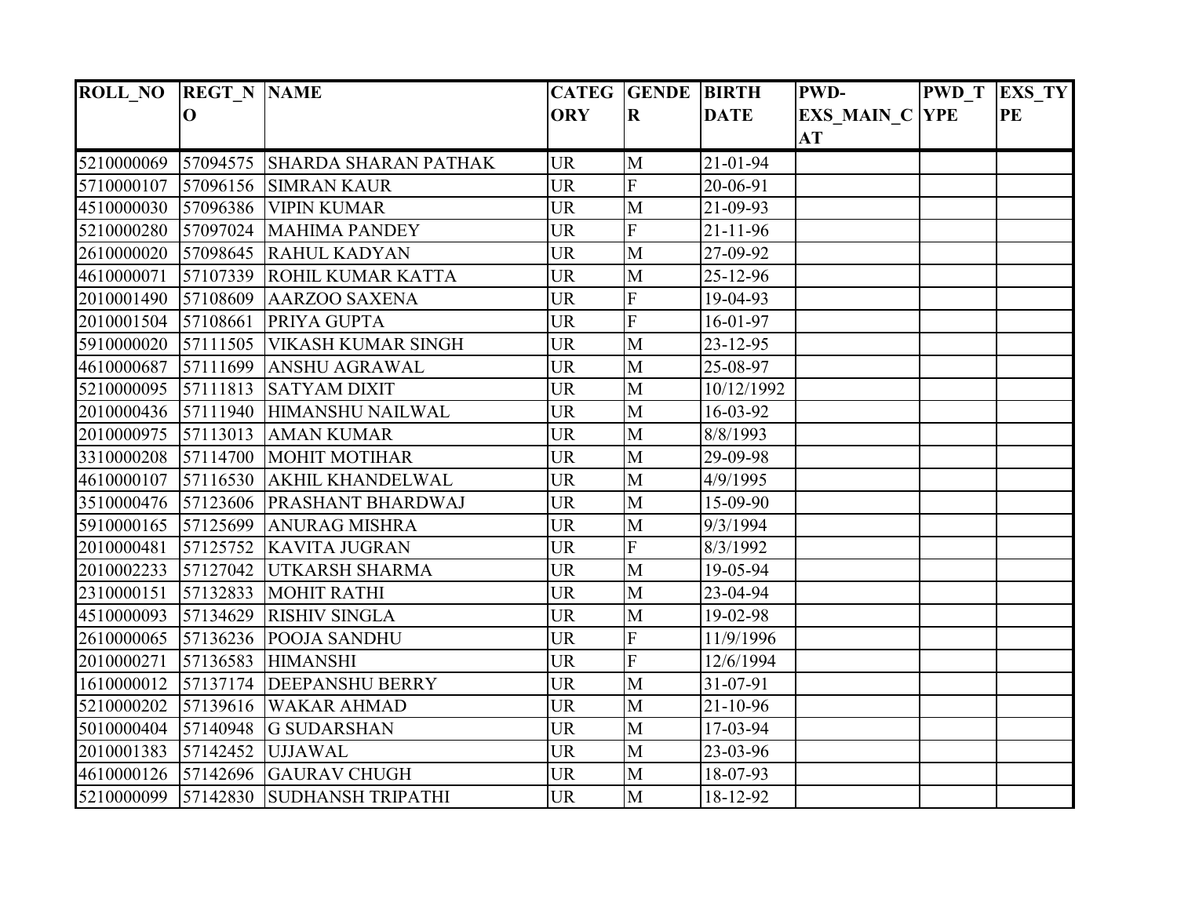| ROLL_NO | REGT_NO | NAME | CATEGORY | GENDER | BIRTH DATE | PWD-EXS_MAIN_CAT | PWD_TYPE | EXS_TYPE |
|---|---|---|---|---|---|---|---|---|
| 5210000069 | 57094575 | SHARDA SHARAN PATHAK | UR | M | 21-01-94 | | | |
| 5710000107 | 57096156 | SIMRAN KAUR | UR | F | 20-06-91 | | | |
| 4510000030 | 57096386 | VIPIN KUMAR | UR | M | 21-09-93 | | | |
| 5210000280 | 57097024 | MAHIMA PANDEY | UR | F | 21-11-96 | | | |
| 2610000020 | 57098645 | RAHUL KADYAN | UR | M | 27-09-92 | | | |
| 4610000071 | 57107339 | ROHIL KUMAR KATTA | UR | M | 25-12-96 | | | |
| 2010001490 | 57108609 | AARZOO SAXENA | UR | F | 19-04-93 | | | |
| 2010001504 | 57108661 | PRIYA GUPTA | UR | F | 16-01-97 | | | |
| 5910000020 | 57111505 | VIKASH KUMAR SINGH | UR | M | 23-12-95 | | | |
| 4610000687 | 57111699 | ANSHU AGRAWAL | UR | M | 25-08-97 | | | |
| 5210000095 | 57111813 | SATYAM DIXIT | UR | M | 10/12/1992 | | | |
| 2010000436 | 57111940 | HIMANSHU NAILWAL | UR | M | 16-03-92 | | | |
| 2010000975 | 57113013 | AMAN KUMAR | UR | M | 8/8/1993 | | | |
| 3310000208 | 57114700 | MOHIT MOTIHAR | UR | M | 29-09-98 | | | |
| 4610000107 | 57116530 | AKHIL KHANDELWAL | UR | M | 4/9/1995 | | | |
| 3510000476 | 57123606 | PRASHANT BHARDWAJ | UR | M | 15-09-90 | | | |
| 5910000165 | 57125699 | ANURAG MISHRA | UR | M | 9/3/1994 | | | |
| 2010000481 | 57125752 | KAVITA JUGRAN | UR | F | 8/3/1992 | | | |
| 2010002233 | 57127042 | UTKARSH SHARMA | UR | M | 19-05-94 | | | |
| 2310000151 | 57132833 | MOHIT RATHI | UR | M | 23-04-94 | | | |
| 4510000093 | 57134629 | RISHIV SINGLA | UR | M | 19-02-98 | | | |
| 2610000065 | 57136236 | POOJA SANDHU | UR | F | 11/9/1996 | | | |
| 2010000271 | 57136583 | HIMANSHI | UR | F | 12/6/1994 | | | |
| 1610000012 | 57137174 | DEEPANSHU BERRY | UR | M | 31-07-91 | | | |
| 5210000202 | 57139616 | WAKAR AHMAD | UR | M | 21-10-96 | | | |
| 5010000404 | 57140948 | G SUDARSHAN | UR | M | 17-03-94 | | | |
| 2010001383 | 57142452 | UJJAWAL | UR | M | 23-03-96 | | | |
| 4610000126 | 57142696 | GAURAV CHUGH | UR | M | 18-07-93 | | | |
| 5210000099 | 57142830 | SUDHANSH TRIPATHI | UR | M | 18-12-92 | | | |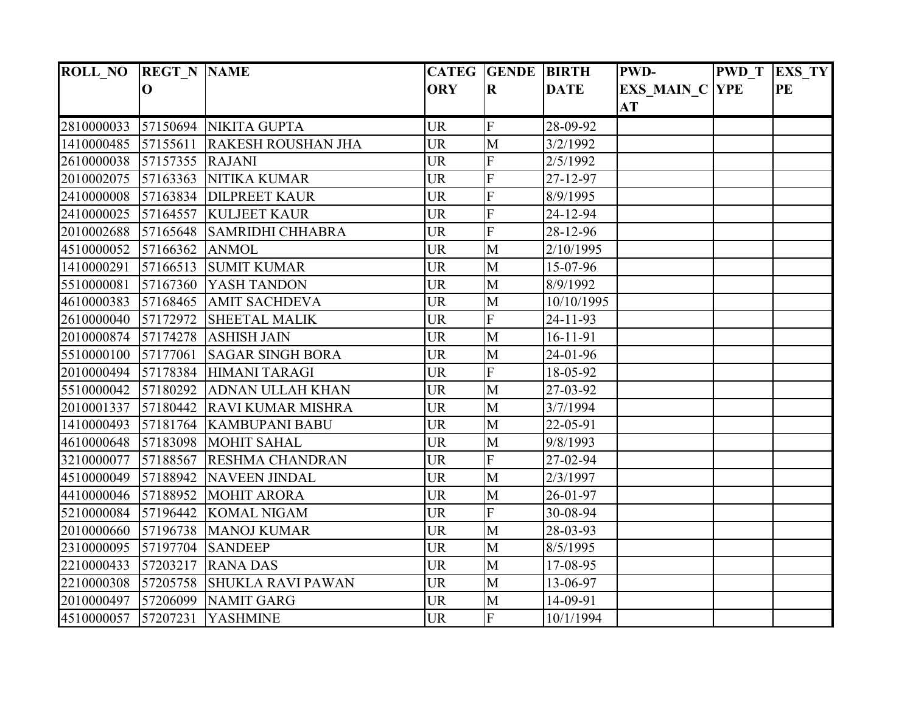| ROLL_NO | REGT_NO | NAME | CATEGORY | GENDER | BIRTH DATE | PWD-EXS_MAIN_CAT | PWD_TYPE | EXS_TYPE |
|---|---|---|---|---|---|---|---|---|
| 2810000033 | 57150694 | NIKITA GUPTA | UR | F | 28-09-92 | | | |
| 1410000485 | 57155611 | RAKESH ROUSHAN JHA | UR | M | 3/2/1992 | | | |
| 2610000038 | 57157355 | RAJANI | UR | F | 2/5/1992 | | | |
| 2010002075 | 57163363 | NITIKA KUMAR | UR | F | 27-12-97 | | | |
| 2410000008 | 57163834 | DILPREET KAUR | UR | F | 8/9/1995 | | | |
| 2410000025 | 57164557 | KULJEET KAUR | UR | F | 24-12-94 | | | |
| 2010002688 | 57165648 | SAMRIDHI CHHABRA | UR | F | 28-12-96 | | | |
| 4510000052 | 57166362 | ANMOL | UR | M | 2/10/1995 | | | |
| 1410000291 | 57166513 | SUMIT KUMAR | UR | M | 15-07-96 | | | |
| 5510000081 | 57167360 | YASH TANDON | UR | M | 8/9/1992 | | | |
| 4610000383 | 57168465 | AMIT SACHDEVA | UR | M | 10/10/1995 | | | |
| 2610000040 | 57172972 | SHEETAL MALIK | UR | F | 24-11-93 | | | |
| 2010000874 | 57174278 | ASHISH JAIN | UR | M | 16-11-91 | | | |
| 5510000100 | 57177061 | SAGAR SINGH BORA | UR | M | 24-01-96 | | | |
| 2010000494 | 57178384 | HIMANI TARAGI | UR | F | 18-05-92 | | | |
| 5510000042 | 57180292 | ADNAN ULLAH KHAN | UR | M | 27-03-92 | | | |
| 2010001337 | 57180442 | RAVI KUMAR MISHRA | UR | M | 3/7/1994 | | | |
| 1410000493 | 57181764 | KAMBUPANI BABU | UR | M | 22-05-91 | | | |
| 4610000648 | 57183098 | MOHIT SAHAL | UR | M | 9/8/1993 | | | |
| 3210000077 | 57188567 | RESHMA CHANDRAN | UR | F | 27-02-94 | | | |
| 4510000049 | 57188942 | NAVEEN JINDAL | UR | M | 2/3/1997 | | | |
| 4410000046 | 57188952 | MOHIT ARORA | UR | M | 26-01-97 | | | |
| 5210000084 | 57196442 | KOMAL NIGAM | UR | F | 30-08-94 | | | |
| 2010000660 | 57196738 | MANOJ KUMAR | UR | M | 28-03-93 | | | |
| 2310000095 | 57197704 | SANDEEP | UR | M | 8/5/1995 | | | |
| 2210000433 | 57203217 | RANA DAS | UR | M | 17-08-95 | | | |
| 2210000308 | 57205758 | SHUKLA RAVI PAWAN | UR | M | 13-06-97 | | | |
| 2010000497 | 57206099 | NAMIT GARG | UR | M | 14-09-91 | | | |
| 4510000057 | 57207231 | YASHMINE | UR | F | 10/1/1994 | | | |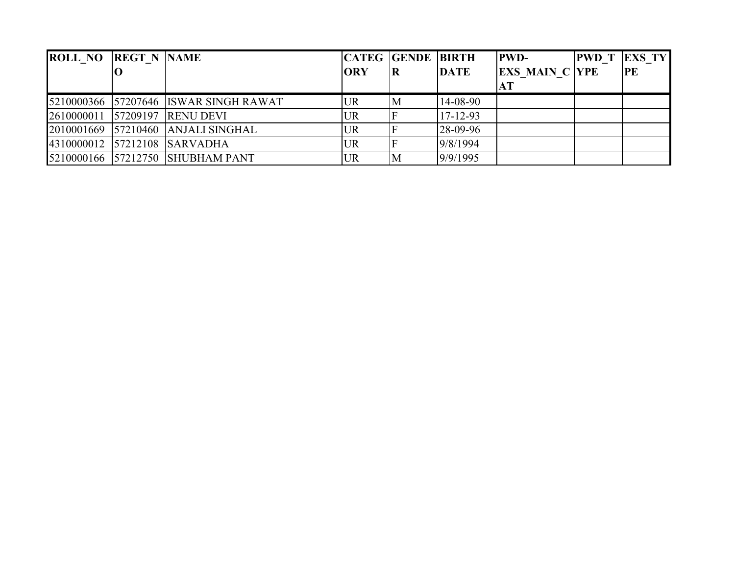| ROLL_NO | REGT_NO | NAME | CATEGORY | GENDER | BIRTH DATE | PWD-EXS_MAIN_CAT | PWD_TYPE | EXS_TYPE |
|---|---|---|---|---|---|---|---|---|
| 5210000366 | 57207646 | ISWAR SINGH RAWAT | UR | M | 14-08-90 | | | |
| 2610000011 | 57209197 | RENU DEVI | UR | F | 17-12-93 | | | |
| 2010001669 | 57210460 | ANJALI SINGHAL | UR | F | 28-09-96 | | | |
| 4310000012 | 57212108 | SARVADHA | UR | F | 9/8/1994 | | | |
| 5210000166 | 57212750 | SHUBHAM PANT | UR | M | 9/9/1995 | | | |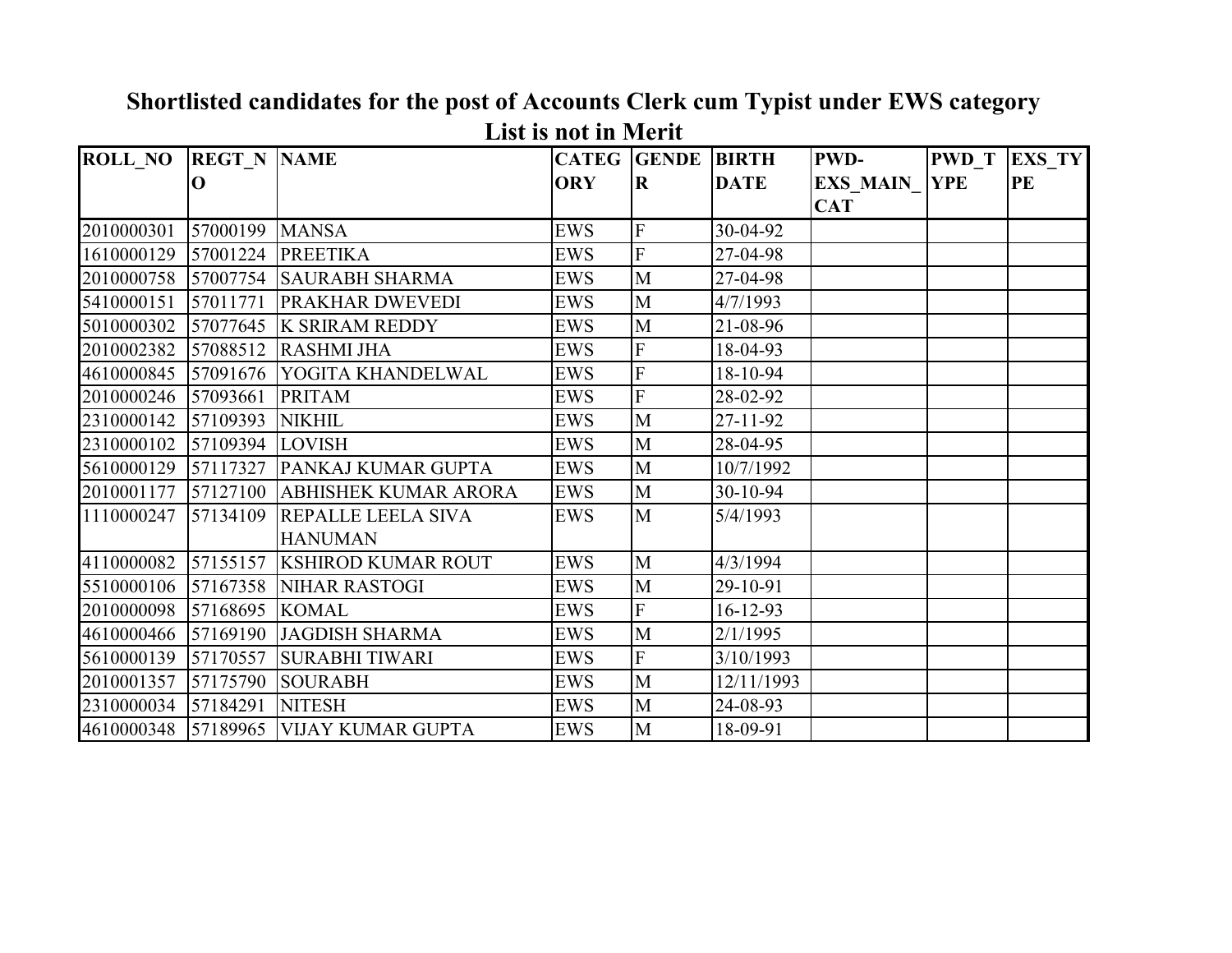## Shortlisted candidates for the post of Accounts Clerk cum Typist under EWS category

### List is not in Merit

| ROLL_NO | REGT_NO | NAME | CATEGORY | GENDER | BIRTH DATE | PWD-EXS_MAIN_CAT | PWD_TYPE | EXS_TYPE |
|---|---|---|---|---|---|---|---|---|
| 2010000301 | 57000199 | MANSA | EWS | F | 30-04-92 | | | |
| 1610000129 | 57001224 | PREETIKA | EWS | F | 27-04-98 | | | |
| 2010000758 | 57007754 | SAURABH SHARMA | EWS | M | 27-04-98 | | | |
| 5410000151 | 57011771 | PRAKHAR DWEVEDI | EWS | M | 4/7/1993 | | | |
| 5010000302 | 57077645 | K SRIRAM REDDY | EWS | M | 21-08-96 | | | |
| 2010002382 | 57088512 | RASHMI JHA | EWS | F | 18-04-93 | | | |
| 4610000845 | 57091676 | YOGITA KHANDELWAL | EWS | F | 18-10-94 | | | |
| 2010000246 | 57093661 | PRITAM | EWS | F | 28-02-92 | | | |
| 2310000142 | 57109393 | NIKHIL | EWS | M | 27-11-92 | | | |
| 2310000102 | 57109394 | LOVISH | EWS | M | 28-04-95 | | | |
| 5610000129 | 57117327 | PANKAJ KUMAR GUPTA | EWS | M | 10/7/1992 | | | |
| 2010001177 | 57127100 | ABHISHEK KUMAR ARORA | EWS | M | 30-10-94 | | | |
| 1110000247 | 57134109 | REPALLE LEELA SIVA HANUMAN | EWS | M | 5/4/1993 | | | |
| 4110000082 | 57155157 | KSHIROD KUMAR ROUT | EWS | M | 4/3/1994 | | | |
| 5510000106 | 57167358 | NIHAR RASTOGI | EWS | M | 29-10-91 | | | |
| 2010000098 | 57168695 | KOMAL | EWS | F | 16-12-93 | | | |
| 4610000466 | 57169190 | JAGDISH SHARMA | EWS | M | 2/1/1995 | | | |
| 5610000139 | 57170557 | SURABHI TIWARI | EWS | F | 3/10/1993 | | | |
| 2010001357 | 57175790 | SOURABH | EWS | M | 12/11/1993 | | | |
| 2310000034 | 57184291 | NITESH | EWS | M | 24-08-93 | | | |
| 4610000348 | 57189965 | VIJAY KUMAR GUPTA | EWS | M | 18-09-91 | | | |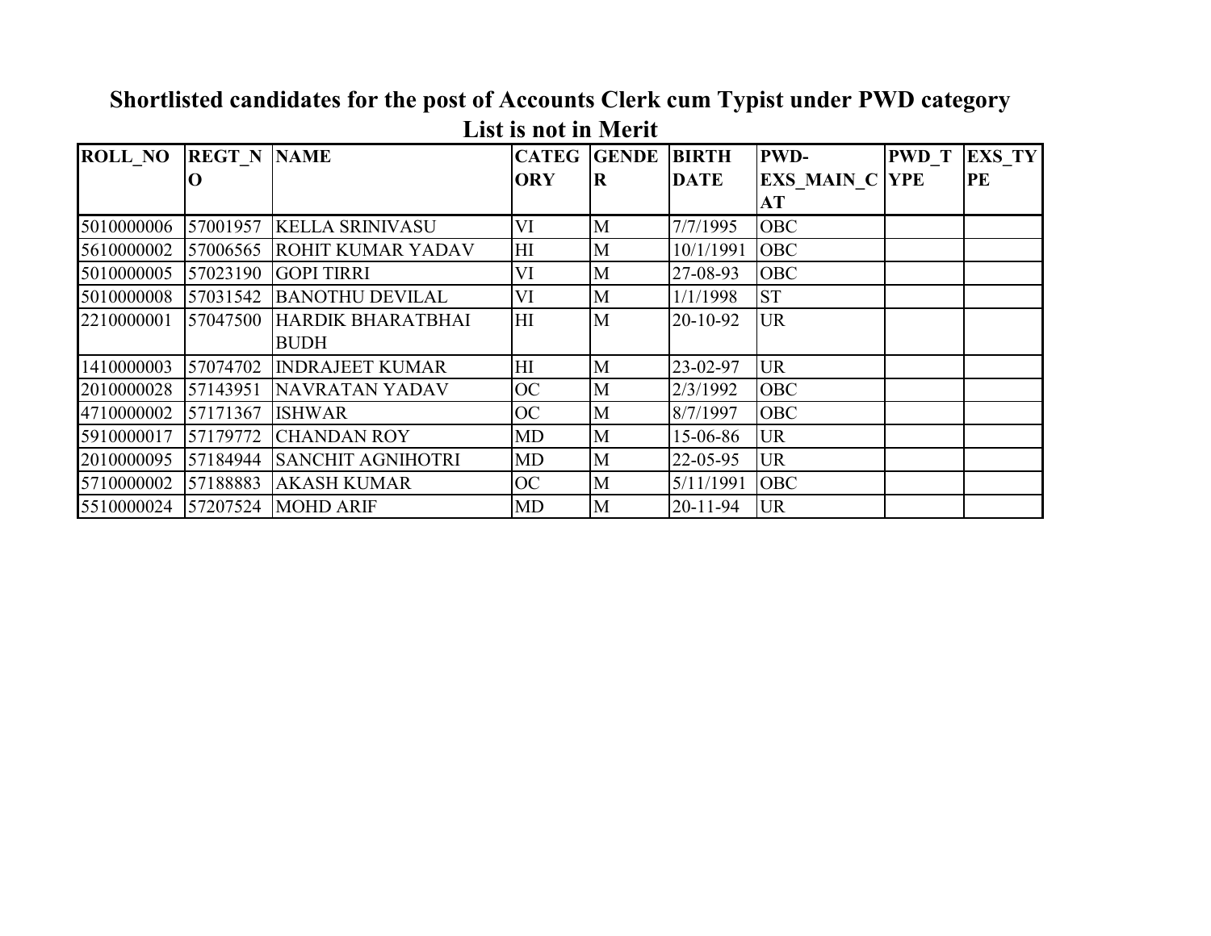## Shortlisted candidates for the post of Accounts Clerk cum Typist under PWD category

### List is not in Merit

| ROLL_NO | REGT_NO | NAME | CATEGORY | GENDER | BIRTH DATE | PWD-EXS_MAIN_CAT | PWD_TYPE | EXS_TYPE |
|---|---|---|---|---|---|---|---|---|
| 5010000006 | 57001957 | KELLA SRINIVASU | VI | M | 7/7/1995 | OBC | | |
| 5610000002 | 57006565 | ROHIT KUMAR YADAV | HI | M | 10/1/1991 | OBC | | |
| 5010000005 | 57023190 | GOPI TIRRI | VI | M | 27-08-93 | OBC | | |
| 5010000008 | 57031542 | BANOTHU DEVILAL | VI | M | 1/1/1998 | ST | | |
| 2210000001 | 57047500 | HARDIK BHARATBHAI BUDH | HI | M | 20-10-92 | UR | | |
| 1410000003 | 57074702 | INDRAJEET KUMAR | HI | M | 23-02-97 | UR | | |
| 2010000028 | 57143951 | NAVRATAN YADAV | OC | M | 2/3/1992 | OBC | | |
| 4710000002 | 57171367 | ISHWAR | OC | M | 8/7/1997 | OBC | | |
| 5910000017 | 57179772 | CHANDAN ROY | MD | M | 15-06-86 | UR | | |
| 2010000095 | 57184944 | SANCHIT AGNIHOTRI | MD | M | 22-05-95 | UR | | |
| 5710000002 | 57188883 | AKASH KUMAR | OC | M | 5/11/1991 | OBC | | |
| 5510000024 | 57207524 | MOHD ARIF | MD | M | 20-11-94 | UR | | |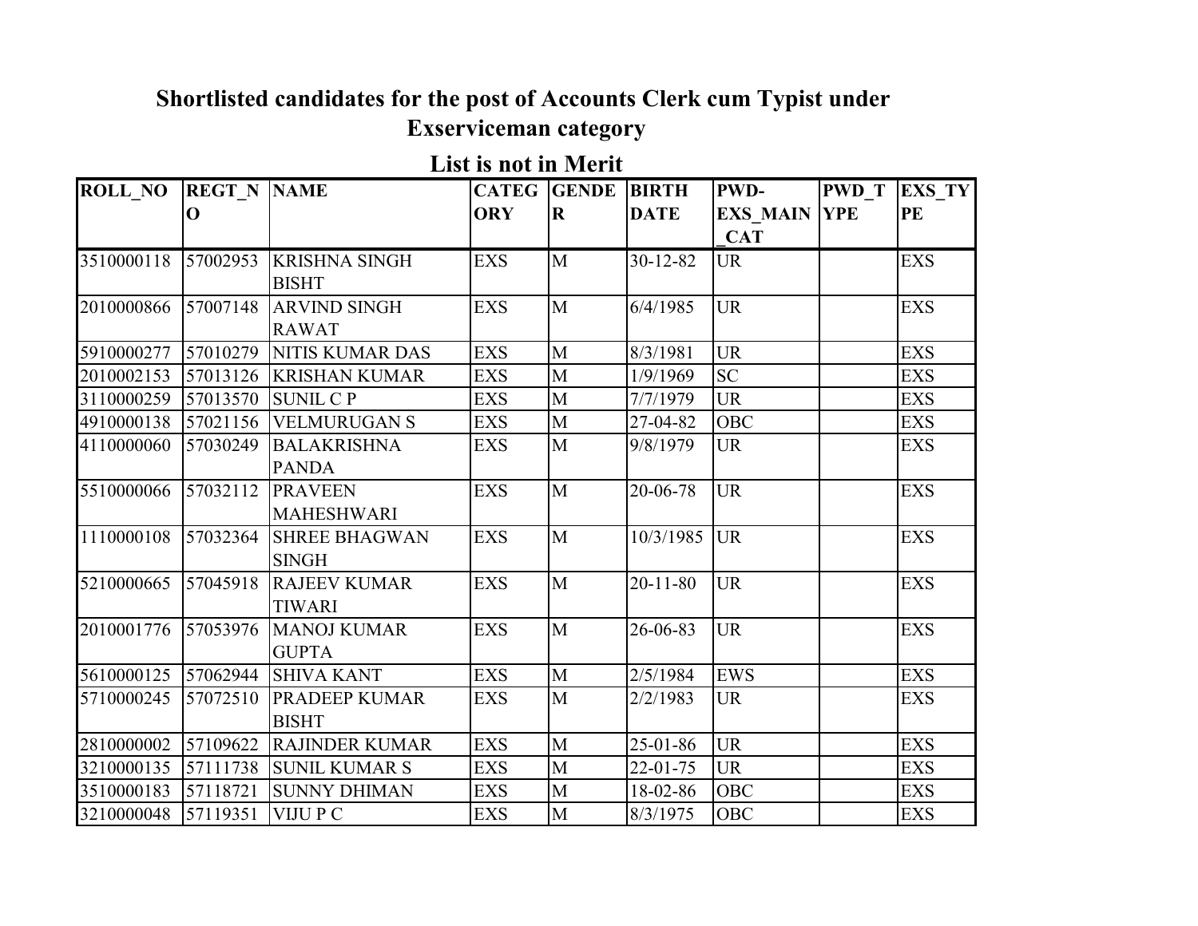**Shortlisted candidates for the post of Accounts Clerk cum Typist under Exserviceman category**

**List is not in Merit**

| ROLL_NO | REGT_NO | NAME | CATEGORY | GENDER | BIRTH DATE | PWD-EXS_MAIN_CAT | PWD_TYPE | EXS_TYPE |
|---|---|---|---|---|---|---|---|---|
| 3510000118 | 57002953 | KRISHNA SINGH BISHT | EXS | M | 30-12-82 | UR | | EXS |
| 2010000866 | 57007148 | ARVIND SINGH RAWAT | EXS | M | 6/4/1985 | UR | | EXS |
| 5910000277 | 57010279 | NITIS KUMAR DAS | EXS | M | 8/3/1981 | UR | | EXS |
| 2010002153 | 57013126 | KRISHAN KUMAR | EXS | M | 1/9/1969 | SC | | EXS |
| 3110000259 | 57013570 | SUNIL C P | EXS | M | 7/7/1979 | UR | | EXS |
| 4910000138 | 57021156 | VELMURUGAN S | EXS | M | 27-04-82 | OBC | | EXS |
| 4110000060 | 57030249 | BALAKRISHNA PANDA | EXS | M | 9/8/1979 | UR | | EXS |
| 5510000066 | 57032112 | PRAVEEN MAHESHWARI | EXS | M | 20-06-78 | UR | | EXS |
| 1110000108 | 57032364 | SHREE BHAGWAN SINGH | EXS | M | 10/3/1985 | UR | | EXS |
| 5210000665 | 57045918 | RAJEEV KUMAR TIWARI | EXS | M | 20-11-80 | UR | | EXS |
| 2010001776 | 57053976 | MANOJ KUMAR GUPTA | EXS | M | 26-06-83 | UR | | EXS |
| 5610000125 | 57062944 | SHIVA KANT | EXS | M | 2/5/1984 | EWS | | EXS |
| 5710000245 | 57072510 | PRADEEP KUMAR BISHT | EXS | M | 2/2/1983 | UR | | EXS |
| 2810000002 | 57109622 | RAJINDER KUMAR | EXS | M | 25-01-86 | UR | | EXS |
| 3210000135 | 57111738 | SUNIL KUMAR S | EXS | M | 22-01-75 | UR | | EXS |
| 3510000183 | 57118721 | SUNNY DHIMAN | EXS | M | 18-02-86 | OBC | | EXS |
| 3210000048 | 57119351 | VIJU P C | EXS | M | 8/3/1975 | OBC | | EXS |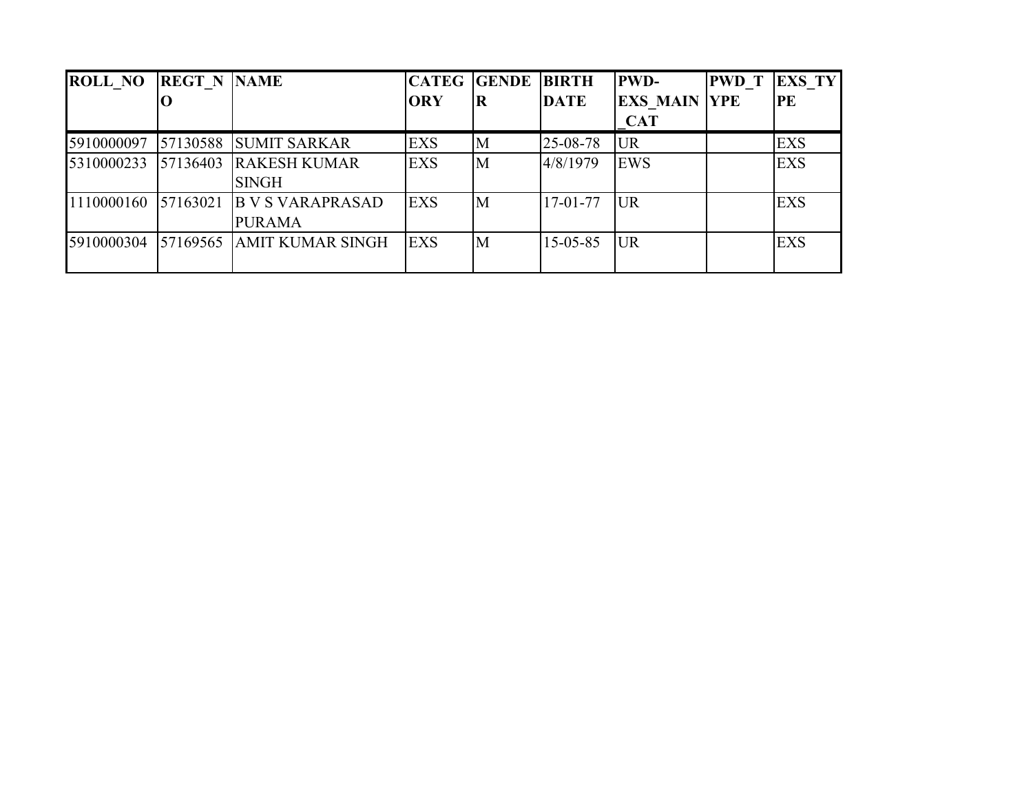| ROLL_NO | REGT_NO | NAME | CATEGORY | GENDER | BIRTH DATE | PWD-EXS_MAIN_CAT | PWD_TYPE | EXS_TYPE |
|---|---|---|---|---|---|---|---|---|
| 5910000097 | 57130588 | SUMIT SARKAR | EXS | M | 25-08-78 | UR | | EXS |
| 5310000233 | 57136403 | RAKESH KUMAR SINGH | EXS | M | 4/8/1979 | EWS | | EXS |
| 1110000160 | 57163021 | B V S VARAPRASAD PURAMA | EXS | M | 17-01-77 | UR | | EXS |
| 5910000304 | 57169565 | AMIT KUMAR SINGH | EXS | M | 15-05-85 | UR | | EXS |